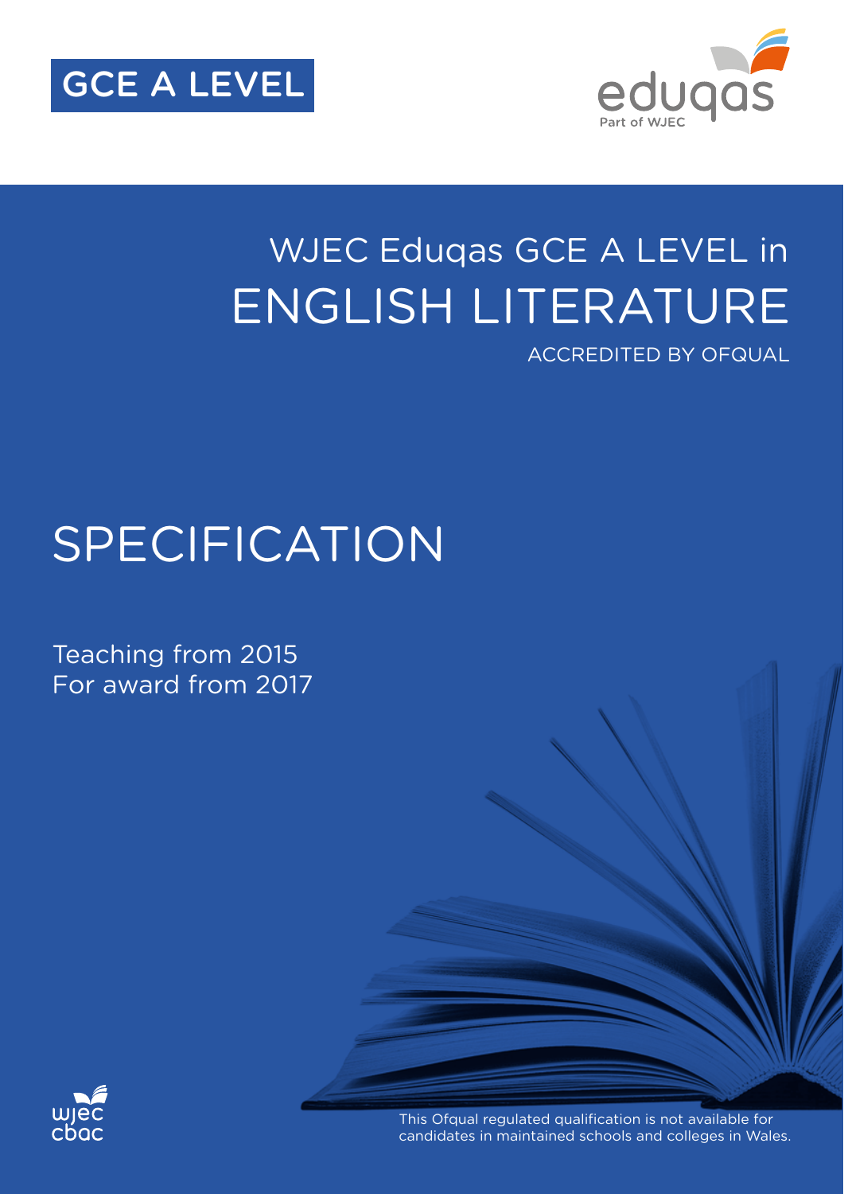GCE A LEVEL

eduqas
Part of WJEC

# WJEC Eduqas GCE A LEVEL in ENGLISH LITERATURE

ACCREDITED BY OFQUAL

# SPECIFICATION

Teaching from 2015
For award from 2017

wjec cbac

This Ofqual regulated qualification is not available for candidates in maintained schools and colleges in Wales.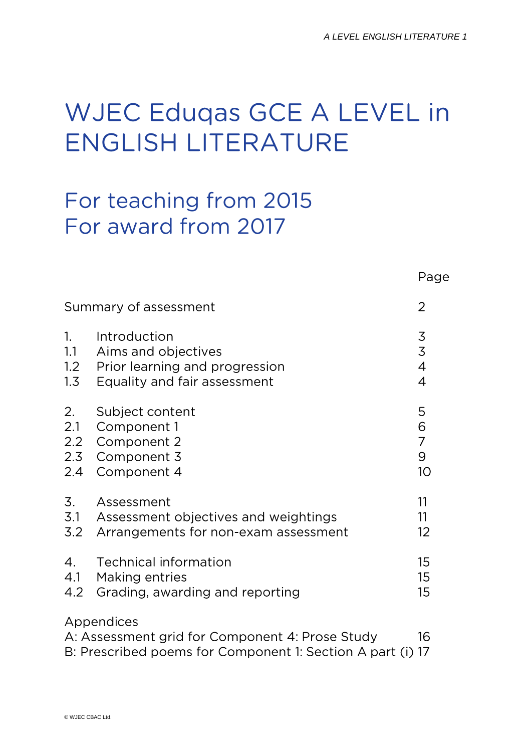# WJEC Eduqas GCE A LEVEL in ENGLISH LITERATURE

## For teaching from 2015
## For award from 2017

| | | Page |
|---|---|---|
| Summary of assessment | | 2 |
| 1. | Introduction | 3 |
| 1.1 | Aims and objectives | 3 |
| 1.2 | Prior learning and progression | 4 |
| 1.3 | Equality and fair assessment | 4 |
| 2. | Subject content | 5 |
| 2.1 | Component 1 | 6 |
| 2.2 | Component 2 | 7 |
| 2.3 | Component 3 | 9 |
| 2.4 | Component 4 | 10 |
| 3. | Assessment | 11 |
| 3.1 | Assessment objectives and weightings | 11 |
| 3.2 | Arrangements for non-exam assessment | 12 |
| 4. | Technical information | 15 |
| 4.1 | Making entries | 15 |
| 4.2 | Grading, awarding and reporting | 15 |
| Appendices | | |
| A: Assessment grid for Component 4: Prose Study | | 16 |
| B: Prescribed poems for Component 1: Section A part (i) | | 17 |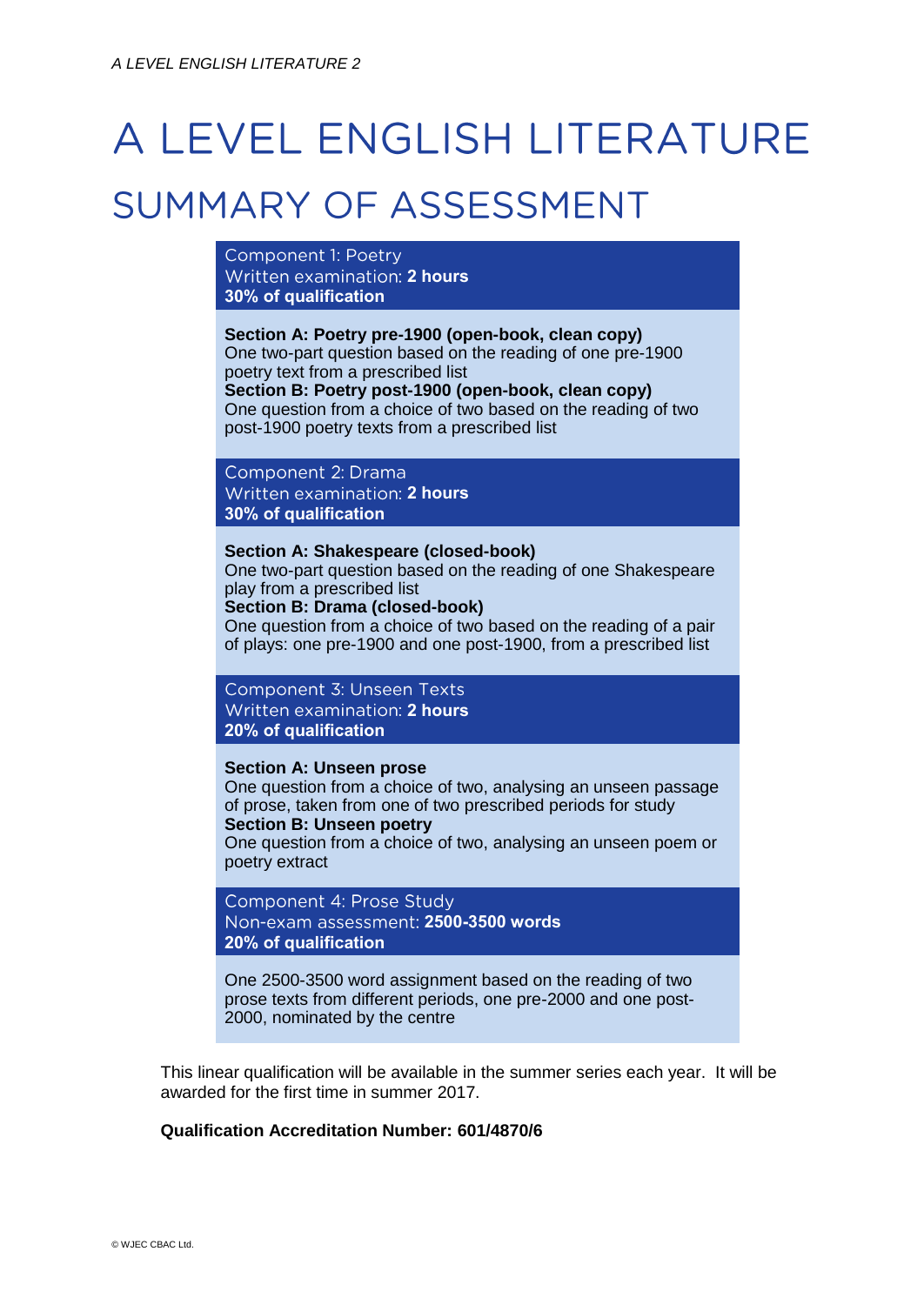# A LEVEL ENGLISH LITERATURE

## SUMMARY OF ASSESSMENT

Component 1: Poetry
Written examination: **2 hours**
**30% of qualification**

**Section A: Poetry pre-1900 (open-book, clean copy)**
One two-part question based on the reading of one pre-1900 poetry text from a prescribed list
**Section B: Poetry post-1900 (open-book, clean copy)**
One question from a choice of two based on the reading of two post-1900 poetry texts from a prescribed list

Component 2: Drama
Written examination: **2 hours**
**30% of qualification**

**Section A: Shakespeare (closed-book)**
One two-part question based on the reading of one Shakespeare play from a prescribed list
**Section B: Drama (closed-book)**
One question from a choice of two based on the reading of a pair of plays: one pre-1900 and one post-1900, from a prescribed list

Component 3: Unseen Texts
Written examination: **2 hours**
**20% of qualification**

**Section A: Unseen prose**
One question from a choice of two, analysing an unseen passage of prose, taken from one of two prescribed periods for study
**Section B: Unseen poetry**
One question from a choice of two, analysing an unseen poem or poetry extract

Component 4: Prose Study
Non-exam assessment: **2500-3500 words**
**20% of qualification**

One 2500-3500 word assignment based on the reading of two prose texts from different periods, one pre-2000 and one post-2000, nominated by the centre

This linear qualification will be available in the summer series each year. It will be awarded for the first time in summer 2017.

**Qualification Accreditation Number: 601/4870/6**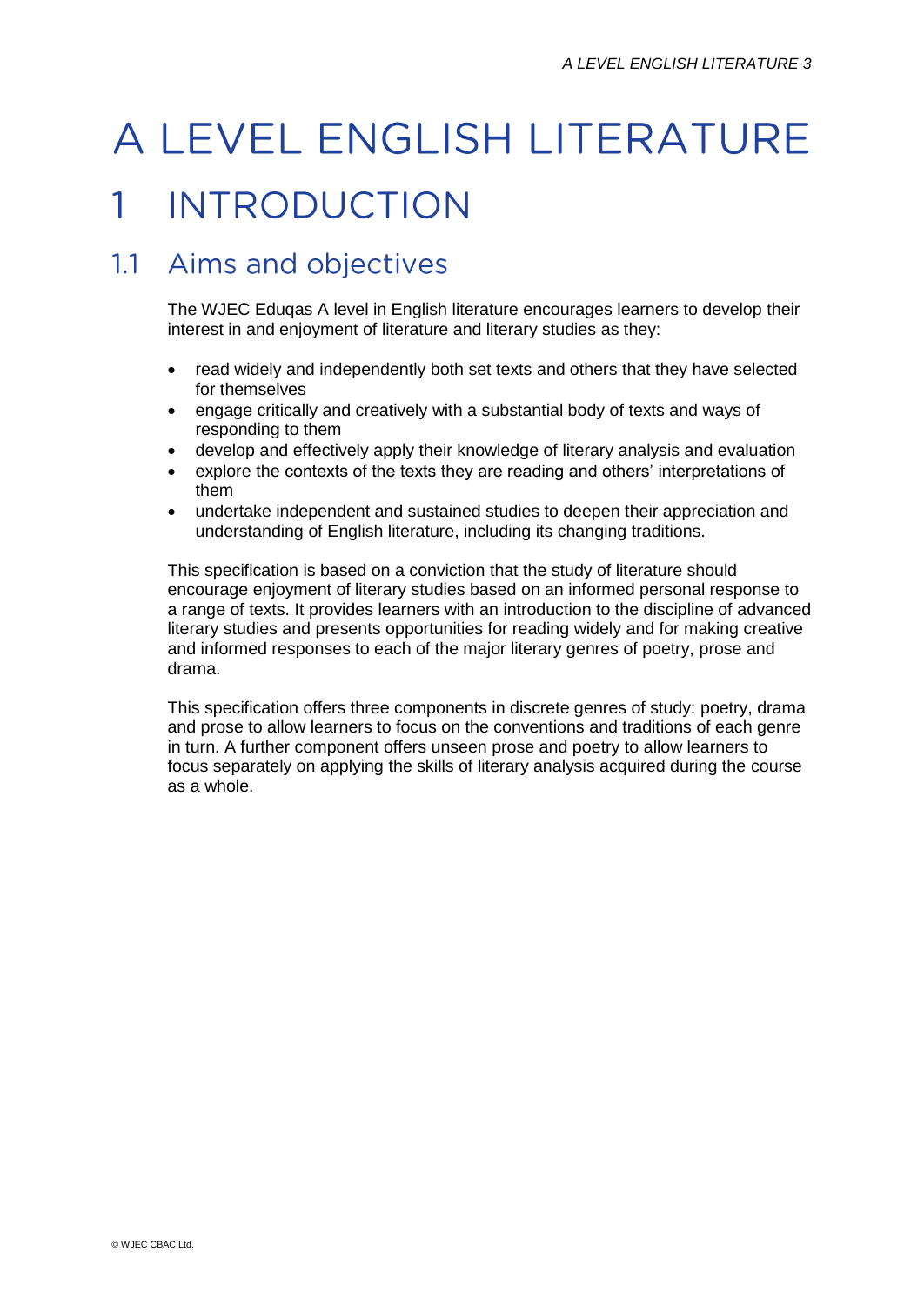# A LEVEL ENGLISH LITERATURE

# 1 INTRODUCTION

## 1.1 Aims and objectives

The WJEC Eduqas A level in English literature encourages learners to develop their interest in and enjoyment of literature and literary studies as they:

- read widely and independently both set texts and others that they have selected for themselves
- engage critically and creatively with a substantial body of texts and ways of responding to them
- develop and effectively apply their knowledge of literary analysis and evaluation
- explore the contexts of the texts they are reading and others' interpretations of them
- undertake independent and sustained studies to deepen their appreciation and understanding of English literature, including its changing traditions.

This specification is based on a conviction that the study of literature should encourage enjoyment of literary studies based on an informed personal response to a range of texts. It provides learners with an introduction to the discipline of advanced literary studies and presents opportunities for reading widely and for making creative and informed responses to each of the major literary genres of poetry, prose and drama.

This specification offers three components in discrete genres of study: poetry, drama and prose to allow learners to focus on the conventions and traditions of each genre in turn. A further component offers unseen prose and poetry to allow learners to focus separately on applying the skills of literary analysis acquired during the course as a whole.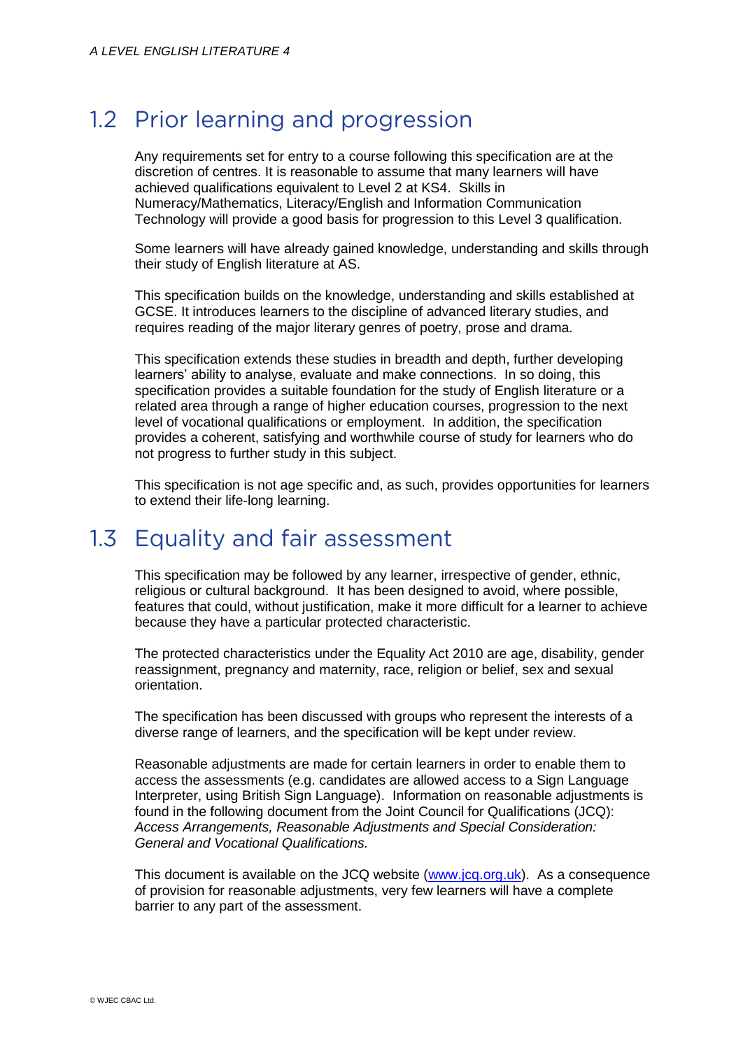## 1.2 Prior learning and progression

Any requirements set for entry to a course following this specification are at the discretion of centres. It is reasonable to assume that many learners will have achieved qualifications equivalent to Level 2 at KS4. Skills in Numeracy/Mathematics, Literacy/English and Information Communication Technology will provide a good basis for progression to this Level 3 qualification.

Some learners will have already gained knowledge, understanding and skills through their study of English literature at AS.

This specification builds on the knowledge, understanding and skills established at GCSE. It introduces learners to the discipline of advanced literary studies, and requires reading of the major literary genres of poetry, prose and drama.

This specification extends these studies in breadth and depth, further developing learners' ability to analyse, evaluate and make connections. In so doing, this specification provides a suitable foundation for the study of English literature or a related area through a range of higher education courses, progression to the next level of vocational qualifications or employment. In addition, the specification provides a coherent, satisfying and worthwhile course of study for learners who do not progress to further study in this subject.

This specification is not age specific and, as such, provides opportunities for learners to extend their life-long learning.

## 1.3 Equality and fair assessment

This specification may be followed by any learner, irrespective of gender, ethnic, religious or cultural background. It has been designed to avoid, where possible, features that could, without justification, make it more difficult for a learner to achieve because they have a particular protected characteristic.

The protected characteristics under the Equality Act 2010 are age, disability, gender reassignment, pregnancy and maternity, race, religion or belief, sex and sexual orientation.

The specification has been discussed with groups who represent the interests of a diverse range of learners, and the specification will be kept under review.

Reasonable adjustments are made for certain learners in order to enable them to access the assessments (e.g. candidates are allowed access to a Sign Language Interpreter, using British Sign Language). Information on reasonable adjustments is found in the following document from the Joint Council for Qualifications (JCQ): *Access Arrangements, Reasonable Adjustments and Special Consideration: General and Vocational Qualifications.*

This document is available on the JCQ website (www.jcq.org.uk). As a consequence of provision for reasonable adjustments, very few learners will have a complete barrier to any part of the assessment.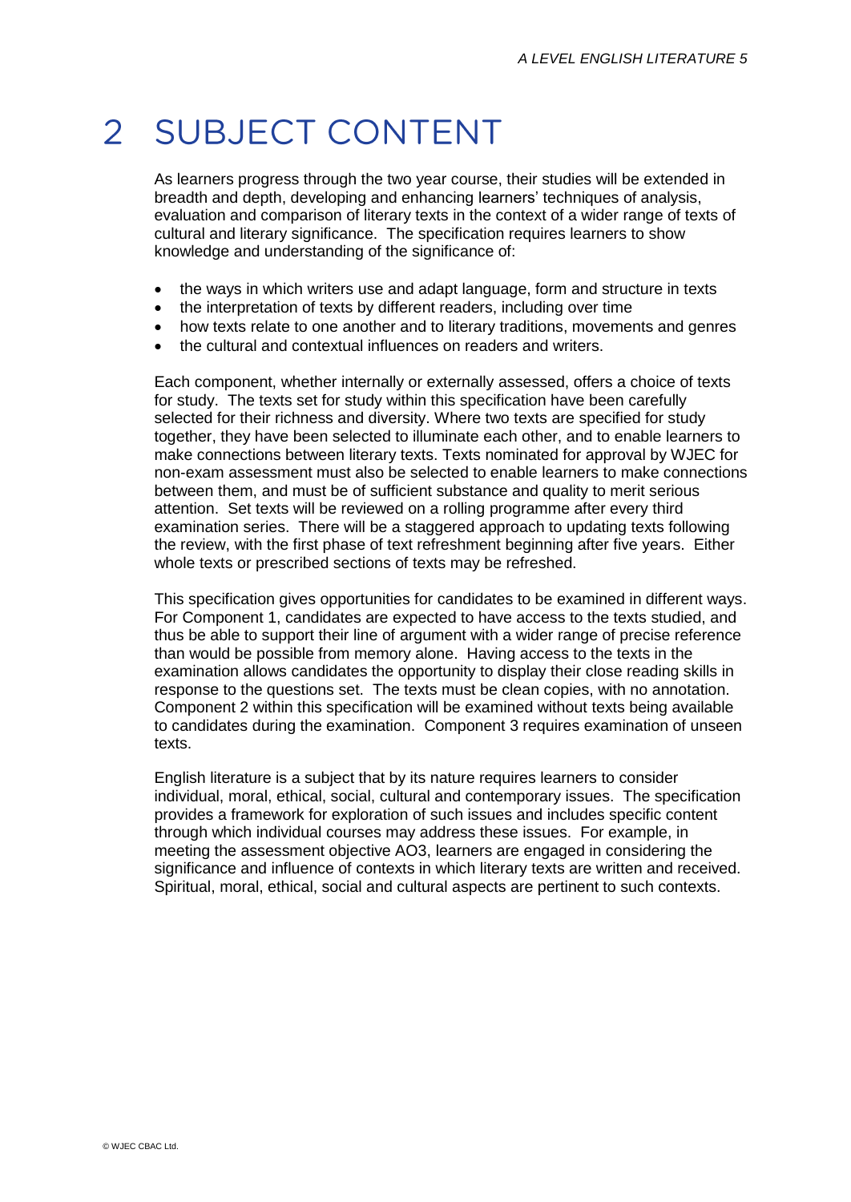# 2 SUBJECT CONTENT

As learners progress through the two year course, their studies will be extended in breadth and depth, developing and enhancing learners' techniques of analysis, evaluation and comparison of literary texts in the context of a wider range of texts of cultural and literary significance. The specification requires learners to show knowledge and understanding of the significance of:

- the ways in which writers use and adapt language, form and structure in texts
- the interpretation of texts by different readers, including over time
- how texts relate to one another and to literary traditions, movements and genres
- the cultural and contextual influences on readers and writers.

Each component, whether internally or externally assessed, offers a choice of texts for study. The texts set for study within this specification have been carefully selected for their richness and diversity. Where two texts are specified for study together, they have been selected to illuminate each other, and to enable learners to make connections between literary texts. Texts nominated for approval by WJEC for non-exam assessment must also be selected to enable learners to make connections between them, and must be of sufficient substance and quality to merit serious attention. Set texts will be reviewed on a rolling programme after every third examination series. There will be a staggered approach to updating texts following the review, with the first phase of text refreshment beginning after five years. Either whole texts or prescribed sections of texts may be refreshed.

This specification gives opportunities for candidates to be examined in different ways. For Component 1, candidates are expected to have access to the texts studied, and thus be able to support their line of argument with a wider range of precise reference than would be possible from memory alone. Having access to the texts in the examination allows candidates the opportunity to display their close reading skills in response to the questions set. The texts must be clean copies, with no annotation. Component 2 within this specification will be examined without texts being available to candidates during the examination. Component 3 requires examination of unseen texts.

English literature is a subject that by its nature requires learners to consider individual, moral, ethical, social, cultural and contemporary issues. The specification provides a framework for exploration of such issues and includes specific content through which individual courses may address these issues. For example, in meeting the assessment objective AO3, learners are engaged in considering the significance and influence of contexts in which literary texts are written and received. Spiritual, moral, ethical, social and cultural aspects are pertinent to such contexts.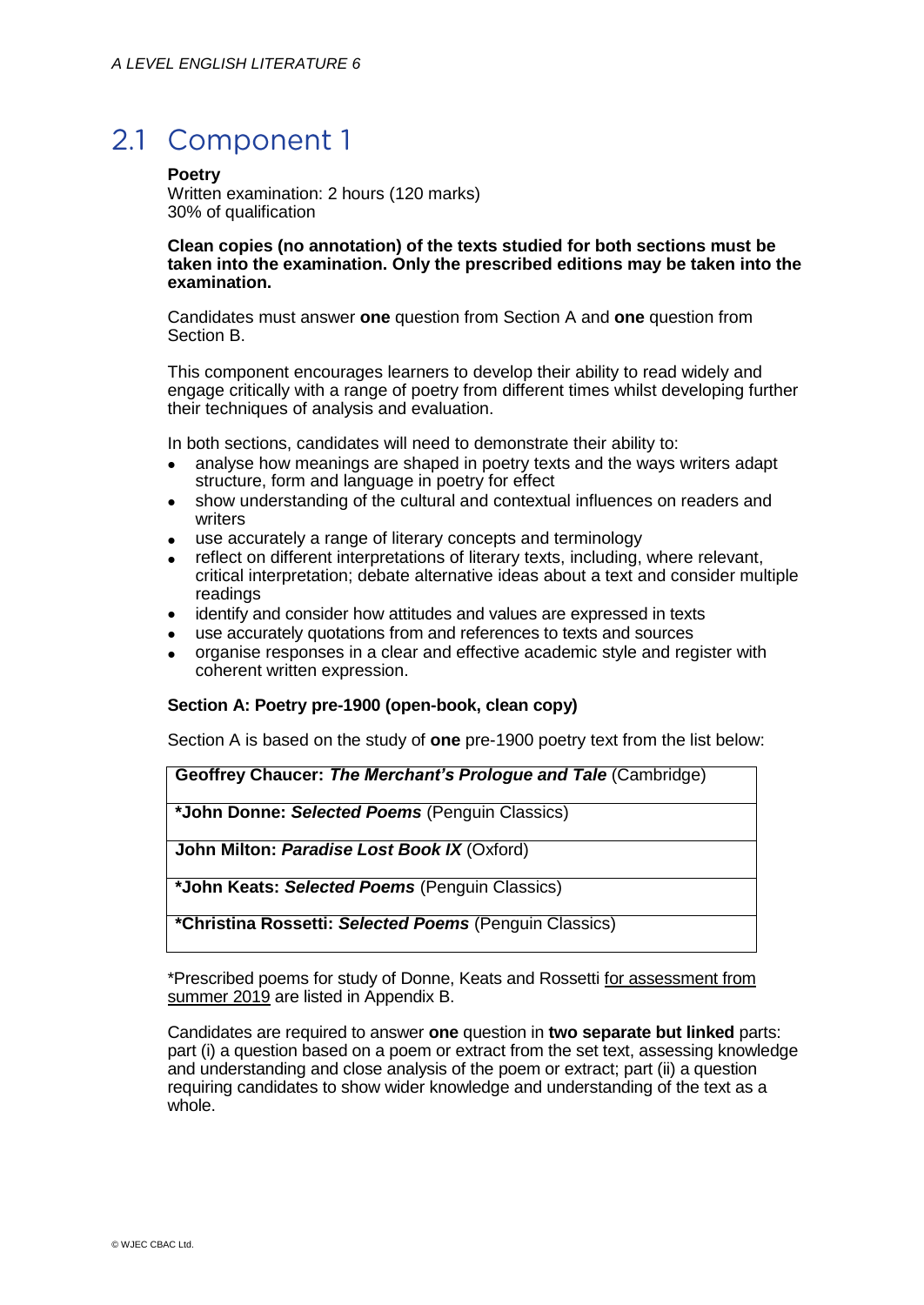## 2.1 Component 1

**Poetry**
Written examination: 2 hours (120 marks)
30% of qualification

**Clean copies (no annotation) of the texts studied for both sections must be taken into the examination. Only the prescribed editions may be taken into the examination.**

Candidates must answer **one** question from Section A and **one** question from Section B.

This component encourages learners to develop their ability to read widely and engage critically with a range of poetry from different times whilst developing further their techniques of analysis and evaluation.

In both sections, candidates will need to demonstrate their ability to:

- analyse how meanings are shaped in poetry texts and the ways writers adapt structure, form and language in poetry for effect
- show understanding of the cultural and contextual influences on readers and writers
- use accurately a range of literary concepts and terminology
- reflect on different interpretations of literary texts, including, where relevant, critical interpretation; debate alternative ideas about a text and consider multiple readings
- identify and consider how attitudes and values are expressed in texts
- use accurately quotations from and references to texts and sources
- organise responses in a clear and effective academic style and register with coherent written expression.

**Section A: Poetry pre-1900 (open-book, clean copy)**

Section A is based on the study of **one** pre-1900 poetry text from the list below:

| |
|---|
| **Geoffrey Chaucer: *The Merchant's Prologue and Tale*** (Cambridge) |
| ***John Donne: *Selected Poems*** (Penguin Classics) |
| **John Milton: *Paradise Lost Book IX*** (Oxford) |
| ***John Keats: *Selected Poems*** (Penguin Classics) |
| ***Christina Rossetti: *Selected Poems*** (Penguin Classics) |

*Prescribed poems for study of Donne, Keats and Rossetti for assessment from summer 2019 are listed in Appendix B.

Candidates are required to answer **one** question in **two separate but linked** parts: part (i) a question based on a poem or extract from the set text, assessing knowledge and understanding and close analysis of the poem or extract; part (ii) a question requiring candidates to show wider knowledge and understanding of the text as a whole.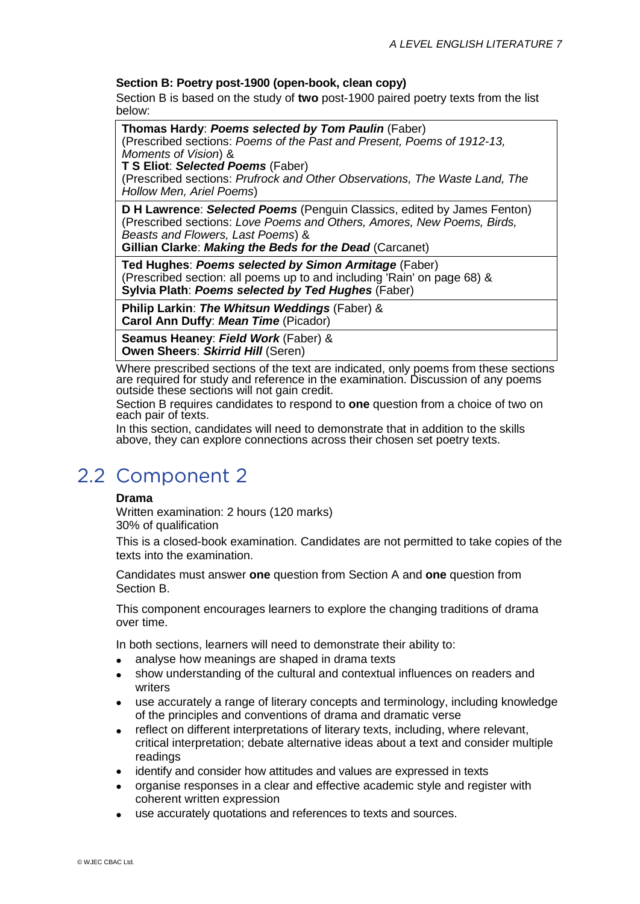**Section B: Poetry post-1900 (open-book, clean copy)**

Section B is based on the study of **two** post-1900 paired poetry texts from the list below:

| |
|---|
| **Thomas Hardy**: ***Poems selected by Tom Paulin*** (Faber)<br>(Prescribed sections: *Poems of the Past and Present, Poems of 1912-13, Moments of Vision*) &<br>**T S Eliot**: ***Selected Poems*** (Faber)<br>(Prescribed sections: *Prufrock and Other Observations, The Waste Land, The Hollow Men, Ariel Poems*) |
| **D H Lawrence**: ***Selected Poems*** (Penguin Classics, edited by James Fenton)<br>(Prescribed sections: *Love Poems and Others, Amores, New Poems, Birds, Beasts and Flowers, Last Poems*) &<br>**Gillian Clarke**: ***Making the Beds for the Dead*** (Carcanet) |
| **Ted Hughes**: ***Poems selected by Simon Armitage*** (Faber)<br>(Prescribed section: all poems up to and including 'Rain' on page 68) &<br>**Sylvia Plath**: ***Poems selected by Ted Hughes*** (Faber) |
| **Philip Larkin**: ***The Whitsun Weddings*** (Faber) &<br>**Carol Ann Duffy**: ***Mean Time*** (Picador) |
| **Seamus Heaney**: ***Field Work*** (Faber) &<br>**Owen Sheers**: ***Skirrid Hill*** (Seren) |

Where prescribed sections of the text are indicated, only poems from these sections are required for study and reference in the examination. Discussion of any poems outside these sections will not gain credit.

Section B requires candidates to respond to **one** question from a choice of two on each pair of texts.

In this section, candidates will need to demonstrate that in addition to the skills above, they can explore connections across their chosen set poetry texts.

## 2.2 Component 2

**Drama**

Written examination: 2 hours (120 marks)
30% of qualification

This is a closed-book examination. Candidates are not permitted to take copies of the texts into the examination.

Candidates must answer **one** question from Section A and **one** question from Section B.

This component encourages learners to explore the changing traditions of drama over time.

In both sections, learners will need to demonstrate their ability to:

- analyse how meanings are shaped in drama texts
- show understanding of the cultural and contextual influences on readers and writers
- use accurately a range of literary concepts and terminology, including knowledge of the principles and conventions of drama and dramatic verse
- reflect on different interpretations of literary texts, including, where relevant, critical interpretation; debate alternative ideas about a text and consider multiple readings
- identify and consider how attitudes and values are expressed in texts
- organise responses in a clear and effective academic style and register with coherent written expression
- use accurately quotations and references to texts and sources.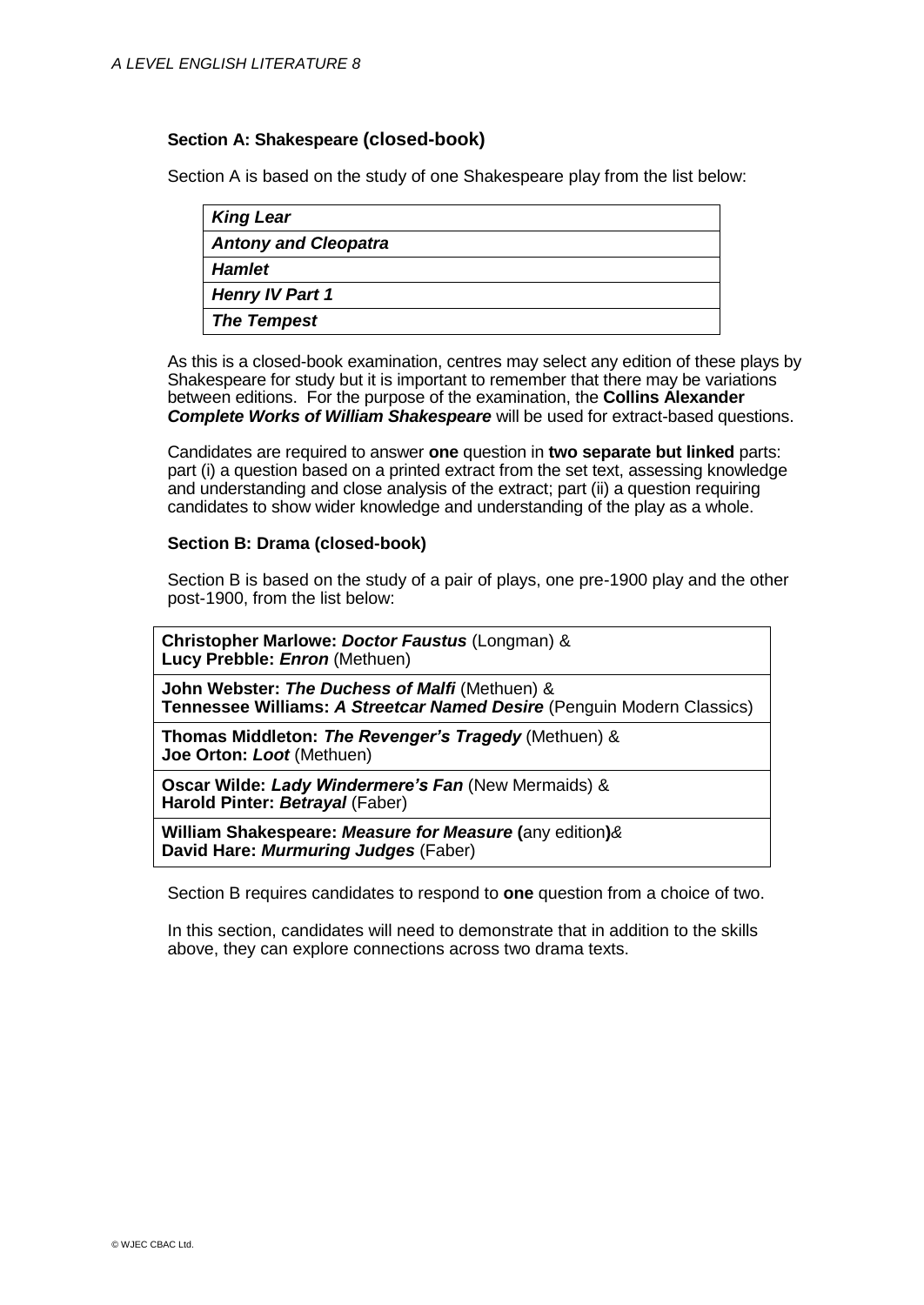### Section A: Shakespeare (closed-book)

Section A is based on the study of one Shakespeare play from the list below:

| |
|---|
| ***King Lear*** |
| ***Antony and Cleopatra*** |
| ***Hamlet*** |
| ***Henry IV Part 1*** |
| ***The Tempest*** |

As this is a closed-book examination, centres may select any edition of these plays by Shakespeare for study but it is important to remember that there may be variations between editions. For the purpose of the examination, the **Collins Alexander *Complete Works of William Shakespeare*** will be used for extract-based questions.

Candidates are required to answer **one** question in **two separate but linked** parts: part (i) a question based on a printed extract from the set text, assessing knowledge and understanding and close analysis of the extract; part (ii) a question requiring candidates to show wider knowledge and understanding of the play as a whole.

### Section B: Drama (closed-book)

Section B is based on the study of a pair of plays, one pre-1900 play and the other post-1900, from the list below:

| |
|---|
| **Christopher Marlowe: *Doctor Faustus*** (Longman) & **Lucy Prebble: *Enron*** (Methuen) |
| **John Webster: *The Duchess of Malfi*** (Methuen) & **Tennessee Williams: *A Streetcar Named Desire*** (Penguin Modern Classics) |
| **Thomas Middleton: *The Revenger's Tragedy*** (Methuen) & **Joe Orton: *Loot*** (Methuen) |
| **Oscar Wilde: *Lady Windermere's Fan*** (New Mermaids) & **Harold Pinter: *Betrayal*** (Faber) |
| **William Shakespeare: *Measure for Measure* (**any edition**)**& **David Hare: *Murmuring Judges*** (Faber) |

Section B requires candidates to respond to **one** question from a choice of two.

In this section, candidates will need to demonstrate that in addition to the skills above, they can explore connections across two drama texts.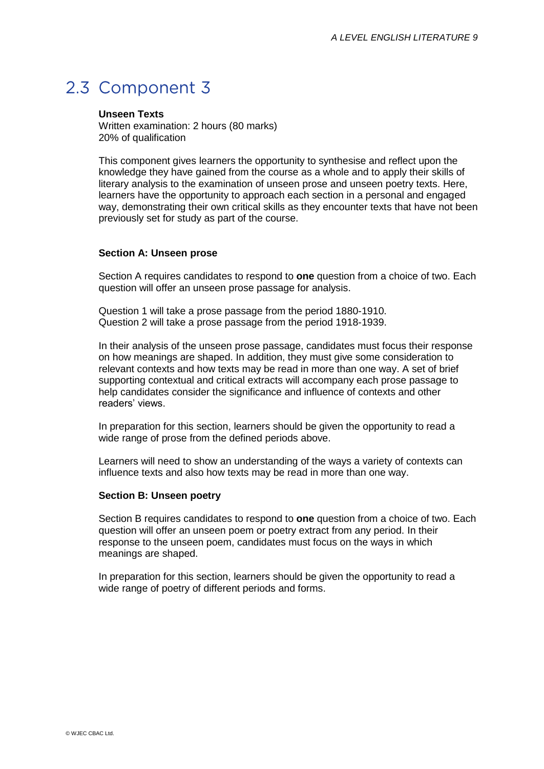## 2.3 Component 3

**Unseen Texts**
Written examination: 2 hours (80 marks)
20% of qualification

This component gives learners the opportunity to synthesise and reflect upon the knowledge they have gained from the course as a whole and to apply their skills of literary analysis to the examination of unseen prose and unseen poetry texts. Here, learners have the opportunity to approach each section in a personal and engaged way, demonstrating their own critical skills as they encounter texts that have not been previously set for study as part of the course.

**Section A: Unseen prose**

Section A requires candidates to respond to **one** question from a choice of two. Each question will offer an unseen prose passage for analysis.

Question 1 will take a prose passage from the period 1880-1910.
Question 2 will take a prose passage from the period 1918-1939.

In their analysis of the unseen prose passage, candidates must focus their response on how meanings are shaped. In addition, they must give some consideration to relevant contexts and how texts may be read in more than one way. A set of brief supporting contextual and critical extracts will accompany each prose passage to help candidates consider the significance and influence of contexts and other readers' views.

In preparation for this section, learners should be given the opportunity to read a wide range of prose from the defined periods above.

Learners will need to show an understanding of the ways a variety of contexts can influence texts and also how texts may be read in more than one way.

**Section B: Unseen poetry**

Section B requires candidates to respond to **one** question from a choice of two. Each question will offer an unseen poem or poetry extract from any period. In their response to the unseen poem, candidates must focus on the ways in which meanings are shaped.

In preparation for this section, learners should be given the opportunity to read a wide range of poetry of different periods and forms.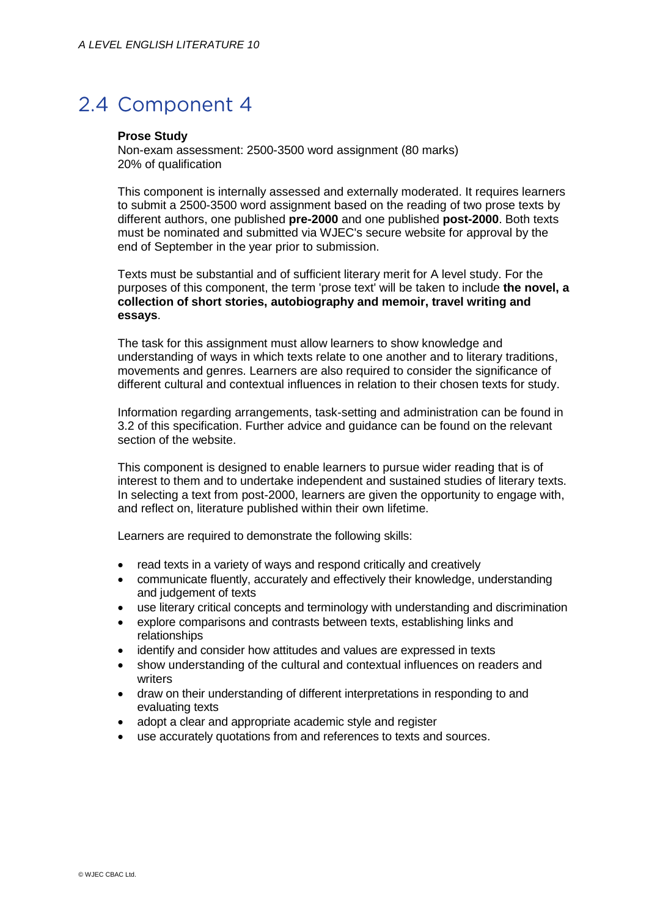## 2.4 Component 4

**Prose Study**
Non-exam assessment: 2500-3500 word assignment (80 marks)
20% of qualification

This component is internally assessed and externally moderated. It requires learners to submit a 2500-3500 word assignment based on the reading of two prose texts by different authors, one published **pre-2000** and one published **post-2000**. Both texts must be nominated and submitted via WJEC's secure website for approval by the end of September in the year prior to submission.

Texts must be substantial and of sufficient literary merit for A level study. For the purposes of this component, the term 'prose text' will be taken to include **the novel, a collection of short stories, autobiography and memoir, travel writing and essays**.

The task for this assignment must allow learners to show knowledge and understanding of ways in which texts relate to one another and to literary traditions, movements and genres. Learners are also required to consider the significance of different cultural and contextual influences in relation to their chosen texts for study.

Information regarding arrangements, task-setting and administration can be found in 3.2 of this specification. Further advice and guidance can be found on the relevant section of the website.

This component is designed to enable learners to pursue wider reading that is of interest to them and to undertake independent and sustained studies of literary texts. In selecting a text from post-2000, learners are given the opportunity to engage with, and reflect on, literature published within their own lifetime.

Learners are required to demonstrate the following skills:

- read texts in a variety of ways and respond critically and creatively
- communicate fluently, accurately and effectively their knowledge, understanding and judgement of texts
- use literary critical concepts and terminology with understanding and discrimination
- explore comparisons and contrasts between texts, establishing links and relationships
- identify and consider how attitudes and values are expressed in texts
- show understanding of the cultural and contextual influences on readers and writers
- draw on their understanding of different interpretations in responding to and evaluating texts
- adopt a clear and appropriate academic style and register
- use accurately quotations from and references to texts and sources.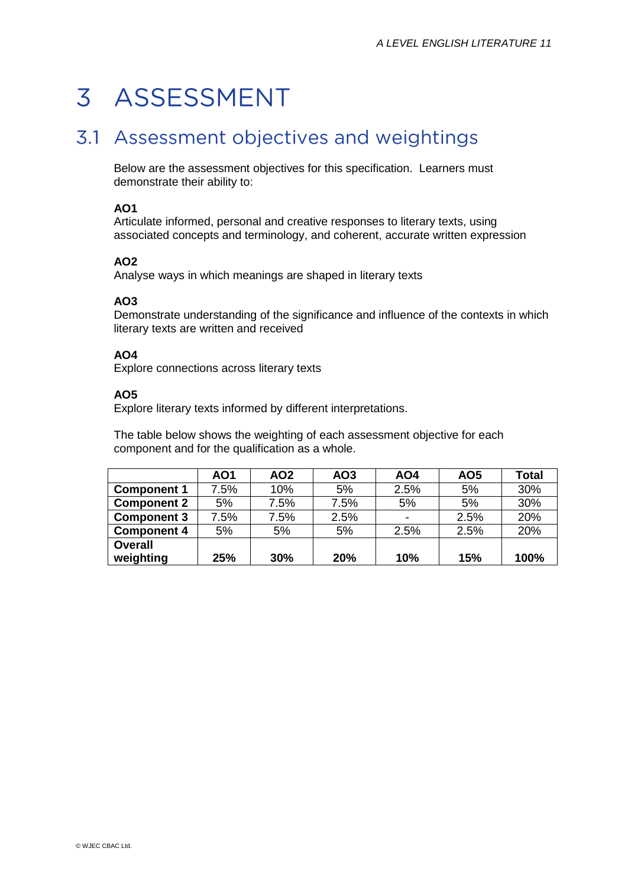# 3 ASSESSMENT

## 3.1 Assessment objectives and weightings

Below are the assessment objectives for this specification. Learners must demonstrate their ability to:

**AO1**
Articulate informed, personal and creative responses to literary texts, using associated concepts and terminology, and coherent, accurate written expression

**AO2**
Analyse ways in which meanings are shaped in literary texts

**AO3**
Demonstrate understanding of the significance and influence of the contexts in which literary texts are written and received

**AO4**
Explore connections across literary texts

**AO5**
Explore literary texts informed by different interpretations.

The table below shows the weighting of each assessment objective for each component and for the qualification as a whole.

| | AO1 | AO2 | AO3 | AO4 | AO5 | Total |
|---|---|---|---|---|---|---|
| **Component 1** | 7.5% | 10% | 5% | 2.5% | 5% | 30% |
| **Component 2** | 5% | 7.5% | 7.5% | 5% | 5% | 30% |
| **Component 3** | 7.5% | 7.5% | 2.5% | - | 2.5% | 20% |
| **Component 4** | 5% | 5% | 5% | 2.5% | 2.5% | 20% |
| **Overall weighting** | **25%** | **30%** | **20%** | **10%** | **15%** | **100%** |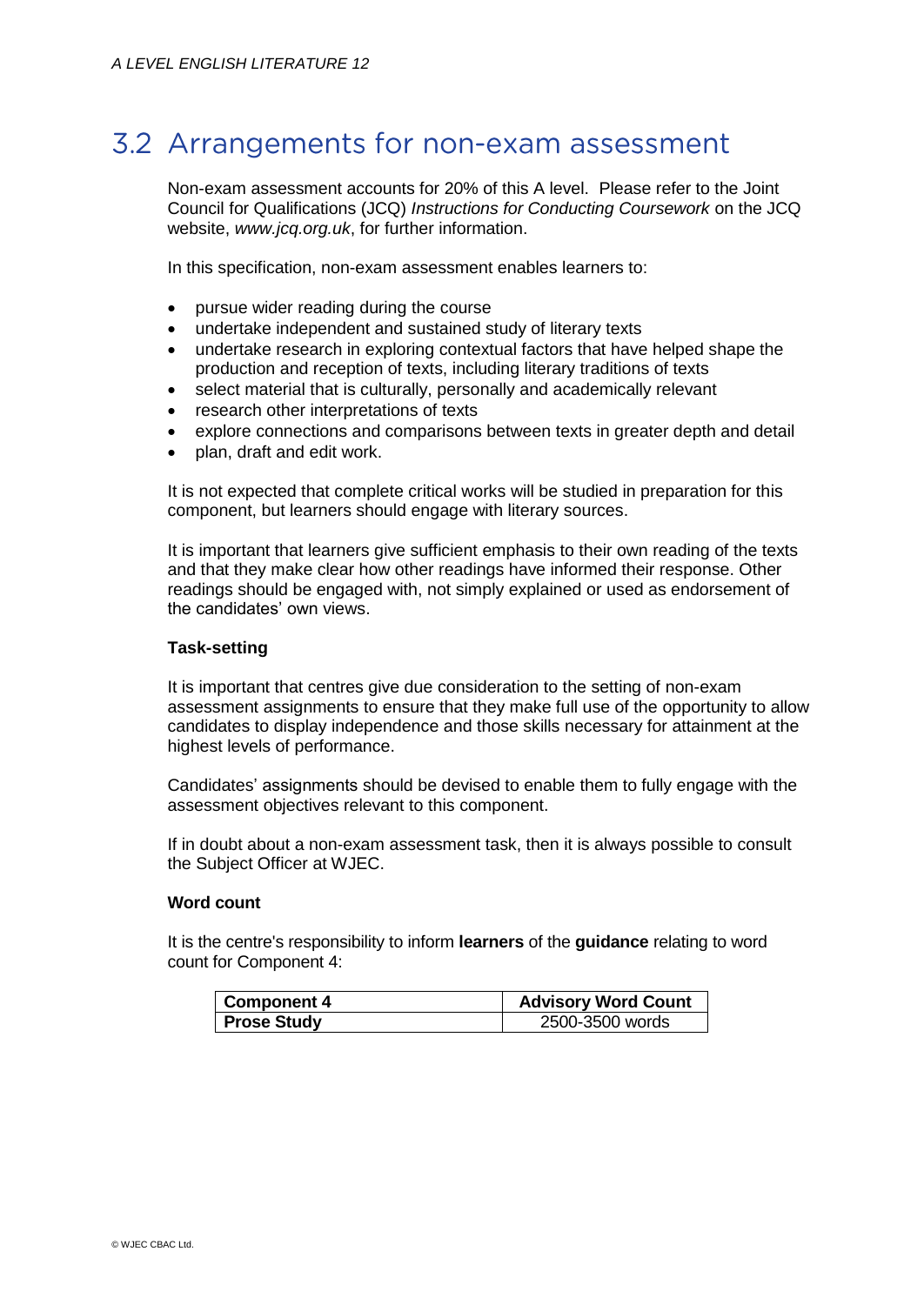## 3.2 Arrangements for non-exam assessment

Non-exam assessment accounts for 20% of this A level. Please refer to the Joint Council for Qualifications (JCQ) *Instructions for Conducting Coursework* on the JCQ website, *www.jcq.org.uk*, for further information.

In this specification, non-exam assessment enables learners to:

- pursue wider reading during the course
- undertake independent and sustained study of literary texts
- undertake research in exploring contextual factors that have helped shape the production and reception of texts, including literary traditions of texts
- select material that is culturally, personally and academically relevant
- research other interpretations of texts
- explore connections and comparisons between texts in greater depth and detail
- plan, draft and edit work.

It is not expected that complete critical works will be studied in preparation for this component, but learners should engage with literary sources.

It is important that learners give sufficient emphasis to their own reading of the texts and that they make clear how other readings have informed their response. Other readings should be engaged with, not simply explained or used as endorsement of the candidates' own views.

**Task-setting**

It is important that centres give due consideration to the setting of non-exam assessment assignments to ensure that they make full use of the opportunity to allow candidates to display independence and those skills necessary for attainment at the highest levels of performance.

Candidates' assignments should be devised to enable them to fully engage with the assessment objectives relevant to this component.

If in doubt about a non-exam assessment task, then it is always possible to consult the Subject Officer at WJEC.

**Word count**

It is the centre's responsibility to inform **learners** of the **guidance** relating to word count for Component 4:

| Component 4 | Advisory Word Count |
|---|---|
| **Prose Study** | 2500-3500 words |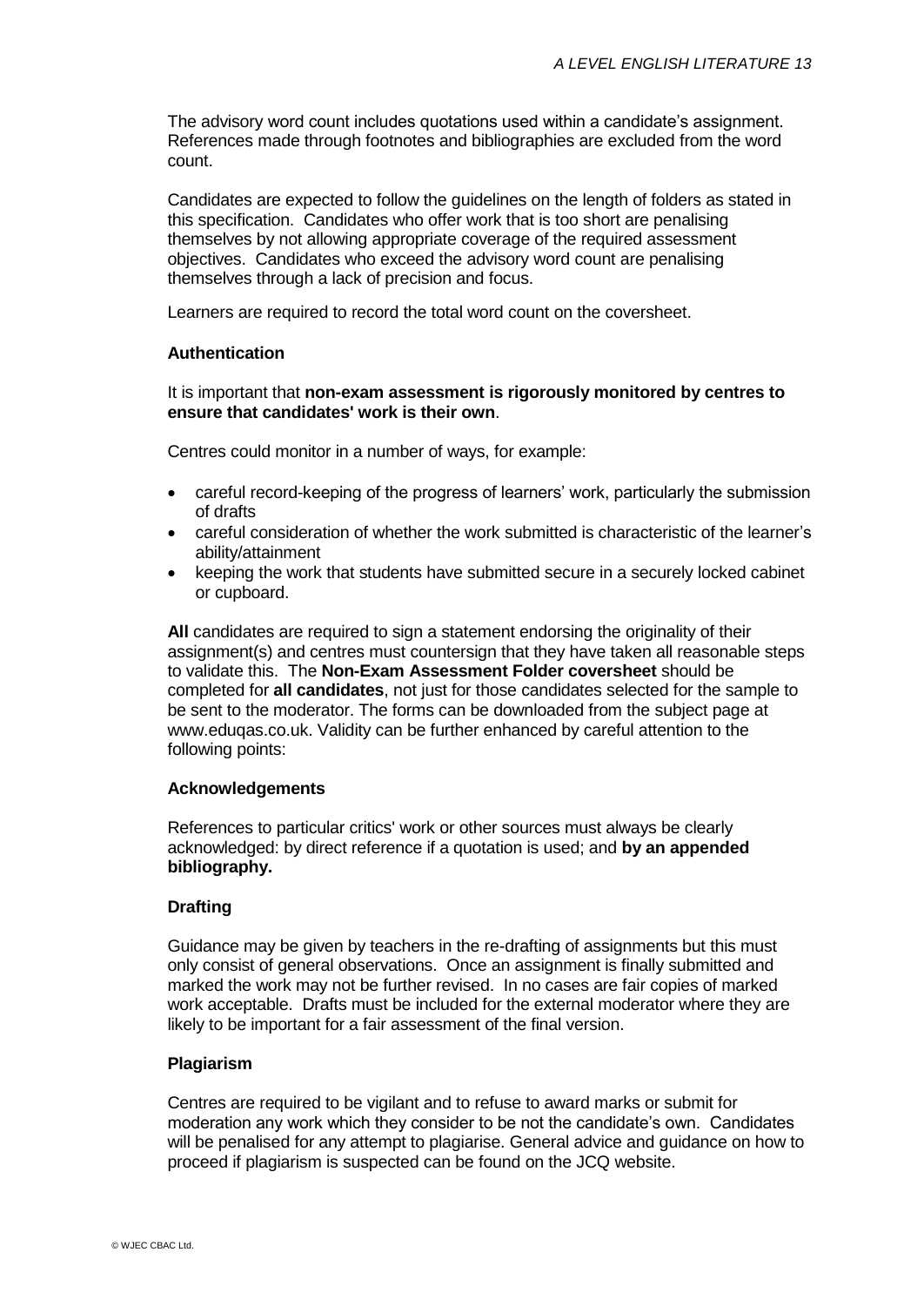The advisory word count includes quotations used within a candidate's assignment. References made through footnotes and bibliographies are excluded from the word count.

Candidates are expected to follow the guidelines on the length of folders as stated in this specification. Candidates who offer work that is too short are penalising themselves by not allowing appropriate coverage of the required assessment objectives. Candidates who exceed the advisory word count are penalising themselves through a lack of precision and focus.

Learners are required to record the total word count on the coversheet.

**Authentication**

It is important that **non-exam assessment is rigorously monitored by centres to ensure that candidates' work is their own**.

Centres could monitor in a number of ways, for example:

- careful record-keeping of the progress of learners' work, particularly the submission of drafts
- careful consideration of whether the work submitted is characteristic of the learner's ability/attainment
- keeping the work that students have submitted secure in a securely locked cabinet or cupboard.

**All** candidates are required to sign a statement endorsing the originality of their assignment(s) and centres must countersign that they have taken all reasonable steps to validate this. The **Non-Exam Assessment Folder coversheet** should be completed for **all candidates**, not just for those candidates selected for the sample to be sent to the moderator. The forms can be downloaded from the subject page at www.eduqas.co.uk. Validity can be further enhanced by careful attention to the following points:

**Acknowledgements**

References to particular critics' work or other sources must always be clearly acknowledged: by direct reference if a quotation is used; and **by an appended bibliography.**

**Drafting**

Guidance may be given by teachers in the re-drafting of assignments but this must only consist of general observations. Once an assignment is finally submitted and marked the work may not be further revised. In no cases are fair copies of marked work acceptable. Drafts must be included for the external moderator where they are likely to be important for a fair assessment of the final version.

**Plagiarism**

Centres are required to be vigilant and to refuse to award marks or submit for moderation any work which they consider to be not the candidate's own. Candidates will be penalised for any attempt to plagiarise. General advice and guidance on how to proceed if plagiarism is suspected can be found on the JCQ website.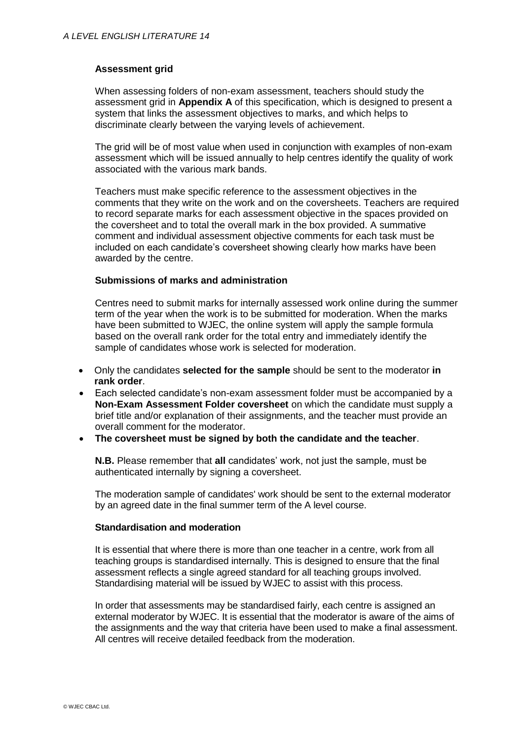### Assessment grid

When assessing folders of non-exam assessment, teachers should study the assessment grid in **Appendix A** of this specification, which is designed to present a system that links the assessment objectives to marks, and which helps to discriminate clearly between the varying levels of achievement.

The grid will be of most value when used in conjunction with examples of non-exam assessment which will be issued annually to help centres identify the quality of work associated with the various mark bands.

Teachers must make specific reference to the assessment objectives in the comments that they write on the work and on the coversheets. Teachers are required to record separate marks for each assessment objective in the spaces provided on the coversheet and to total the overall mark in the box provided. A summative comment and individual assessment objective comments for each task must be included on each candidate's coversheet showing clearly how marks have been awarded by the centre.

### Submissions of marks and administration

Centres need to submit marks for internally assessed work online during the summer term of the year when the work is to be submitted for moderation. When the marks have been submitted to WJEC, the online system will apply the sample formula based on the overall rank order for the total entry and immediately identify the sample of candidates whose work is selected for moderation.

- Only the candidates **selected for the sample** should be sent to the moderator **in rank order**.
- Each selected candidate's non-exam assessment folder must be accompanied by a **Non-Exam Assessment Folder coversheet** on which the candidate must supply a brief title and/or explanation of their assignments, and the teacher must provide an overall comment for the moderator.
- **The coversheet must be signed by both the candidate and the teacher**.

**N.B.** Please remember that **all** candidates' work, not just the sample, must be authenticated internally by signing a coversheet.

The moderation sample of candidates' work should be sent to the external moderator by an agreed date in the final summer term of the A level course.

### Standardisation and moderation

It is essential that where there is more than one teacher in a centre, work from all teaching groups is standardised internally. This is designed to ensure that the final assessment reflects a single agreed standard for all teaching groups involved. Standardising material will be issued by WJEC to assist with this process.

In order that assessments may be standardised fairly, each centre is assigned an external moderator by WJEC. It is essential that the moderator is aware of the aims of the assignments and the way that criteria have been used to make a final assessment. All centres will receive detailed feedback from the moderation.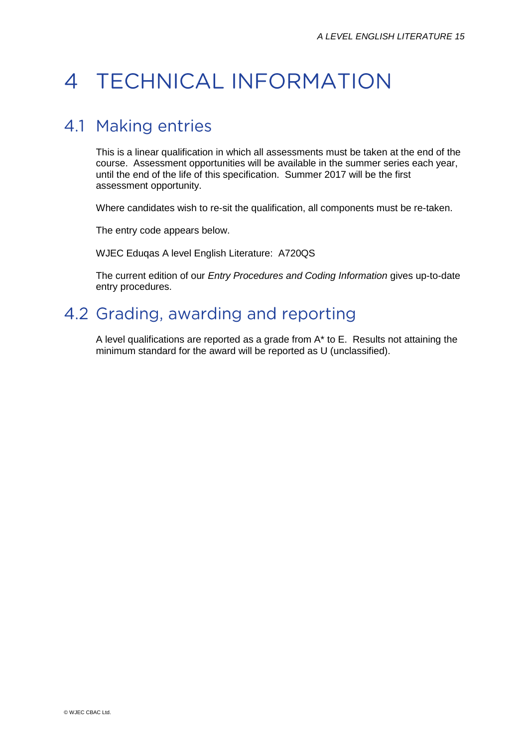# 4 TECHNICAL INFORMATION

## 4.1 Making entries

This is a linear qualification in which all assessments must be taken at the end of the course. Assessment opportunities will be available in the summer series each year, until the end of the life of this specification. Summer 2017 will be the first assessment opportunity.

Where candidates wish to re-sit the qualification, all components must be re-taken.

The entry code appears below.

WJEC Eduqas A level English Literature: A720QS

The current edition of our *Entry Procedures and Coding Information* gives up-to-date entry procedures.

## 4.2 Grading, awarding and reporting

A level qualifications are reported as a grade from A* to E. Results not attaining the minimum standard for the award will be reported as U (unclassified).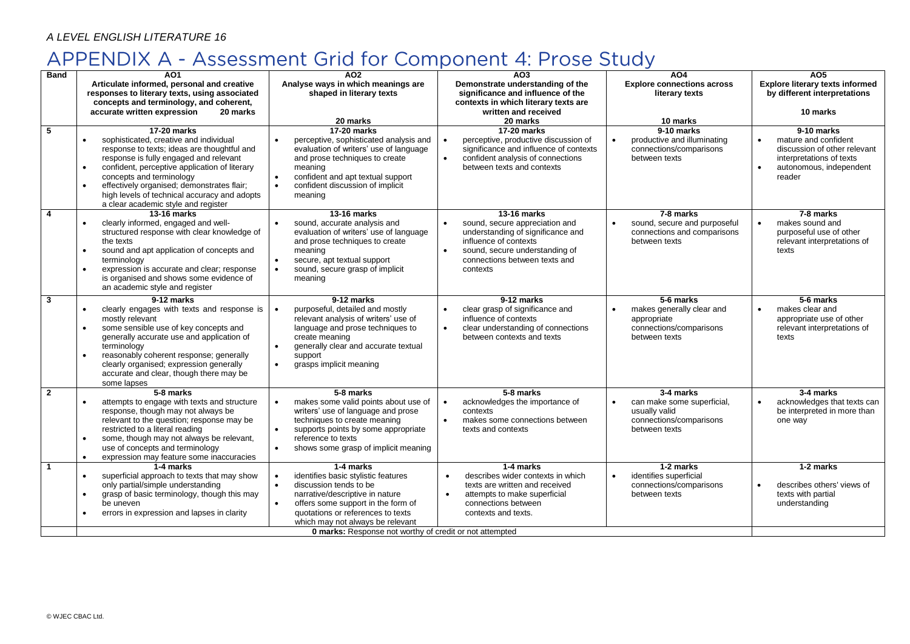# APPENDIX A - Assessment Grid for Component 4: Prose Study

| Band | AO1 Articulate informed, personal and creative responses to literary texts, using associated concepts and terminology, and coherent, accurate written expression 20 marks | AO2 Analyse ways in which meanings are shaped in literary texts 20 marks | AO3 Demonstrate understanding of the significance and influence of the contexts in which literary texts are written and received 20 marks | AO4 Explore connections across literary texts 10 marks | AO5 Explore literary texts informed by different interpretations 10 marks |
|---|---|---|---|---|---|
| 5 | **17-20 marks** • sophisticated, creative and individual response to texts; ideas are thoughtful and response is fully engaged and relevant • confident, perceptive application of literary concepts and terminology • effectively organised; demonstrates flair; high levels of technical accuracy and adopts a clear academic style and register | **17-20 marks** • perceptive, sophisticated analysis and evaluation of writers' use of language and prose techniques to create meaning • confident and apt textual support • confident discussion of implicit meaning | **17-20 marks** • perceptive, productive discussion of significance and influence of contexts • confident analysis of connections between texts and contexts | **9-10 marks** • productive and illuminating connections/comparisons between texts | **9-10 marks** • mature and confident discussion of other relevant interpretations of texts • autonomous, independent reader |
| 4 | **13-16 marks** • clearly informed, engaged and well-structured response with clear knowledge of the texts • sound and apt application of concepts and terminology • expression is accurate and clear; response is organised and shows some evidence of an academic style and register | **13-16 marks** • sound, accurate analysis and evaluation of writers' use of language and prose techniques to create meaning • secure, apt textual support • sound, secure grasp of implicit meaning | **13-16 marks** • sound, secure appreciation and understanding of significance and influence of contexts • sound, secure understanding of connections between texts and contexts | **7-8 marks** • sound, secure and purposeful connections and comparisons between texts | **7-8 marks** • makes sound and purposeful use of other relevant interpretations of texts |
| 3 | **9-12 marks** • clearly engages with texts and response is mostly relevant • some sensible use of key concepts and generally accurate use and application of terminology • reasonably coherent response; generally clearly organised; expression generally accurate and clear, though there may be some lapses | **9-12 marks** • purposeful, detailed and mostly relevant analysis of writers' use of language and prose techniques to create meaning • generally clear and accurate textual support • grasps implicit meaning | **9-12 marks** • clear grasp of significance and influence of contexts • clear understanding of connections between contexts and texts | **5-6 marks** • makes generally clear and appropriate connections/comparisons between texts | **5-6 marks** • makes clear and appropriate use of other relevant interpretations of texts |
| 2 | **5-8 marks** • attempts to engage with texts and structure response, though may not always be relevant to the question; response may be restricted to a literal reading • some, though may not always be relevant, use of concepts and terminology • expression may feature some inaccuracies | **5-8 marks** • makes some valid points about use of writers' use of language and prose techniques to create meaning • supports points by some appropriate reference to texts • shows some grasp of implicit meaning | **5-8 marks** • acknowledges the importance of contexts • makes some connections between texts and contexts | **3-4 marks** • can make some superficial, usually valid connections/comparisons between texts | **3-4 marks** • acknowledges that texts can be interpreted in more than one way |
| 1 | **1-4 marks** • superficial approach to texts that may show only partial/simple understanding • grasp of basic terminology, though this may be uneven • errors in expression and lapses in clarity | **1-4 marks** • identifies basic stylistic features • discussion tends to be narrative/descriptive in nature • offers some support in the form of quotations or references to texts which may not always be relevant | **1-4 marks** • describes wider contexts in which texts are written and received • attempts to make superficial connections between contexts and texts. | **1-2 marks** • identifies superficial connections/comparisons between texts | **1-2 marks** • describes others' views of texts with partial understanding |
| | **0 marks:** Response not worthy of credit or not attempted | | | | |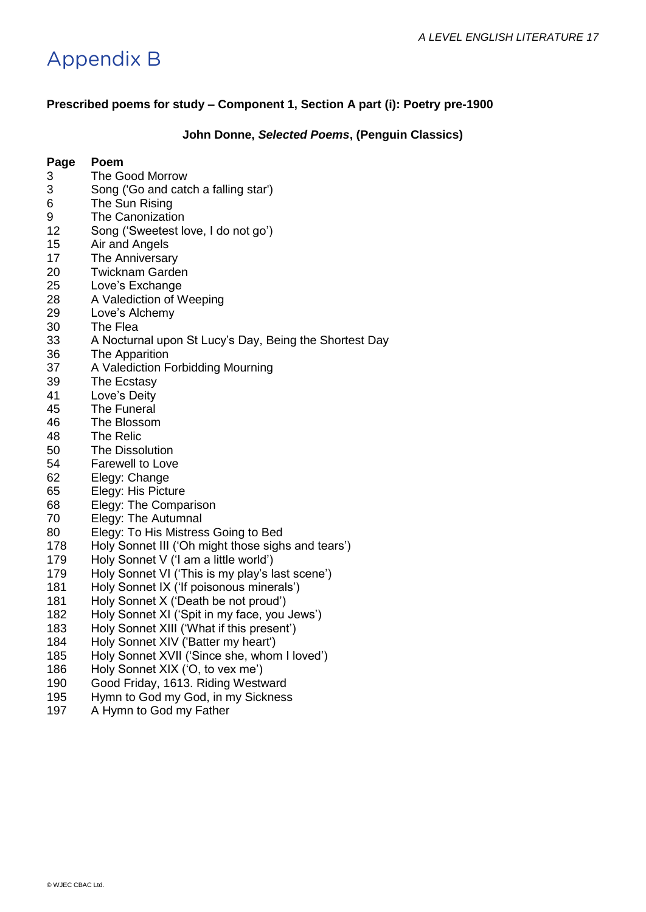# Appendix B

**Prescribed poems for study – Component 1, Section A part (i): Poetry pre-1900**

**John Donne, *Selected Poems*, (Penguin Classics)**

| Page | Poem |
|---|---|
| 3 | The Good Morrow |
| 3 | Song ('Go and catch a falling star') |
| 6 | The Sun Rising |
| 9 | The Canonization |
| 12 | Song ('Sweetest love, I do not go') |
| 15 | Air and Angels |
| 17 | The Anniversary |
| 20 | Twicknam Garden |
| 25 | Love's Exchange |
| 28 | A Valediction of Weeping |
| 29 | Love's Alchemy |
| 30 | The Flea |
| 33 | A Nocturnal upon St Lucy's Day, Being the Shortest Day |
| 36 | The Apparition |
| 37 | A Valediction Forbidding Mourning |
| 39 | The Ecstasy |
| 41 | Love's Deity |
| 45 | The Funeral |
| 46 | The Blossom |
| 48 | The Relic |
| 50 | The Dissolution |
| 54 | Farewell to Love |
| 62 | Elegy: Change |
| 65 | Elegy: His Picture |
| 68 | Elegy: The Comparison |
| 70 | Elegy: The Autumnal |
| 80 | Elegy: To His Mistress Going to Bed |
| 178 | Holy Sonnet III ('Oh might those sighs and tears') |
| 179 | Holy Sonnet V ('I am a little world') |
| 179 | Holy Sonnet VI ('This is my play's last scene') |
| 181 | Holy Sonnet IX ('If poisonous minerals') |
| 181 | Holy Sonnet X ('Death be not proud') |
| 182 | Holy Sonnet XI ('Spit in my face, you Jews') |
| 183 | Holy Sonnet XIII ('What if this present') |
| 184 | Holy Sonnet XIV ('Batter my heart') |
| 185 | Holy Sonnet XVII ('Since she, whom I loved') |
| 186 | Holy Sonnet XIX ('O, to vex me') |
| 190 | Good Friday, 1613. Riding Westward |
| 195 | Hymn to God my God, in my Sickness |
| 197 | A Hymn to God my Father |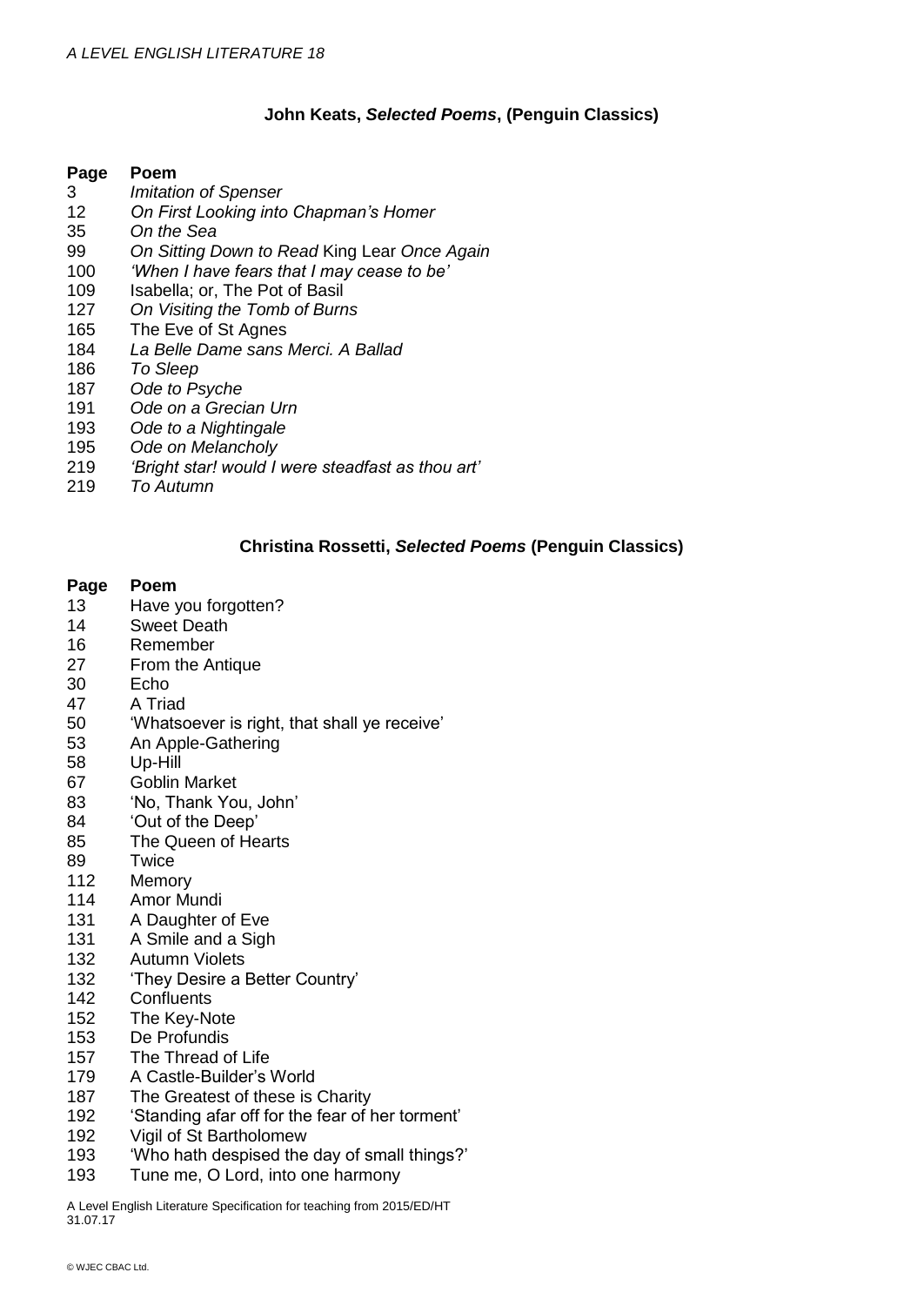### John Keats, *Selected Poems*, (Penguin Classics)

| Page | Poem |
|---|---|
| 3 | *Imitation of Spenser* |
| 12 | *On First Looking into Chapman's Homer* |
| 35 | *On the Sea* |
| 99 | *On Sitting Down to Read* King Lear *Once Again* |
| 100 | *'When I have fears that I may cease to be'* |
| 109 | Isabella; or, The Pot of Basil |
| 127 | *On Visiting the Tomb of Burns* |
| 165 | The Eve of St Agnes |
| 184 | *La Belle Dame sans Merci. A Ballad* |
| 186 | *To Sleep* |
| 187 | *Ode to Psyche* |
| 191 | *Ode on a Grecian Urn* |
| 193 | *Ode to a Nightingale* |
| 195 | *Ode on Melancholy* |
| 219 | *'Bright star! would I were steadfast as thou art'* |
| 219 | *To Autumn* |

### Christina Rossetti, *Selected Poems* (Penguin Classics)

| Page | Poem |
|---|---|
| 13 | Have you forgotten? |
| 14 | Sweet Death |
| 16 | Remember |
| 27 | From the Antique |
| 30 | Echo |
| 47 | A Triad |
| 50 | 'Whatsoever is right, that shall ye receive' |
| 53 | An Apple-Gathering |
| 58 | Up-Hill |
| 67 | Goblin Market |
| 83 | 'No, Thank You, John' |
| 84 | 'Out of the Deep' |
| 85 | The Queen of Hearts |
| 89 | Twice |
| 112 | Memory |
| 114 | Amor Mundi |
| 131 | A Daughter of Eve |
| 131 | A Smile and a Sigh |
| 132 | Autumn Violets |
| 132 | 'They Desire a Better Country' |
| 142 | Confluents |
| 152 | The Key-Note |
| 153 | De Profundis |
| 157 | The Thread of Life |
| 179 | A Castle-Builder's World |
| 187 | The Greatest of these is Charity |
| 192 | 'Standing afar off for the fear of her torment' |
| 192 | Vigil of St Bartholomew |
| 193 | 'Who hath despised the day of small things?' |
| 193 | Tune me, O Lord, into one harmony |